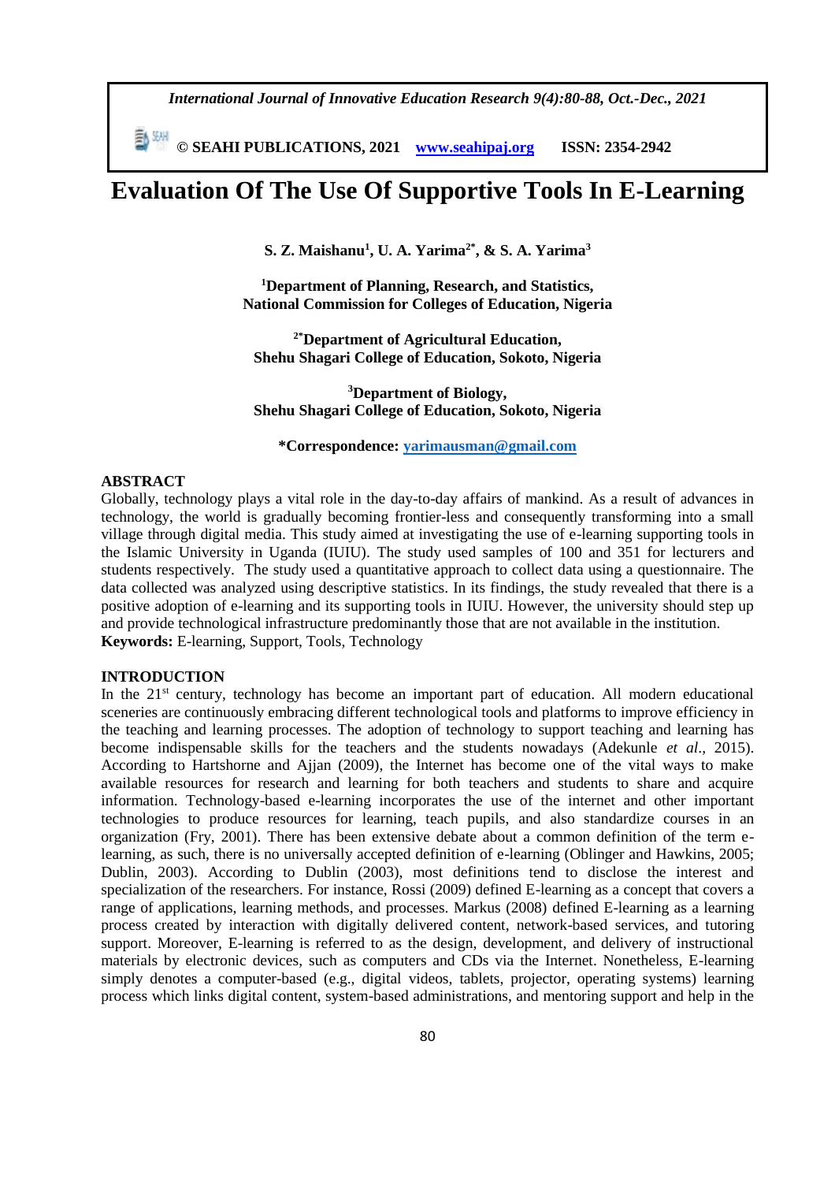# Evaluation Of The Use Of Supportive Tools In E-Learning

**S. Z. Maishanu[1], U. A. Yarima[2*], & S. A. Yarima[3]**

**[1]Department of Planning, Research, and Statistics, National Commission for Colleges of Education, Nigeria**

**[2*]Department of Agricultural Education, Shehu Shagari College of Education, Sokoto, Nigeria**

**[3]Department of Biology, Shehu Shagari College of Education, Sokoto, Nigeria**

**\*Correspondence: yarimausman@gmail.com**

## ABSTRACT

Globally, technology plays a vital role in the day-to-day affairs of mankind. As a result of advances in technology, the world is gradually becoming frontier-less and consequently transforming into a small village through digital media. This study aimed at investigating the use of e-learning supporting tools in the Islamic University in Uganda (IUIU). The study used samples of 100 and 351 for lecturers and students respectively. The study used a quantitative approach to collect data using a questionnaire. The data collected was analyzed using descriptive statistics. In its findings, the study revealed that there is a positive adoption of e-learning and its supporting tools in IUIU. However, the university should step up and provide technological infrastructure predominantly those that are not available in the institution.

**Keywords:** E-learning, Support, Tools, Technology

## INTRODUCTION

In the 21st century, technology has become an important part of education. All modern educational sceneries are continuously embracing different technological tools and platforms to improve efficiency in the teaching and learning processes. The adoption of technology to support teaching and learning has become indispensable skills for the teachers and the students nowadays (Adekunle *et al*., 2015). According to Hartshorne and Ajjan (2009), the Internet has become one of the vital ways to make available resources for research and learning for both teachers and students to share and acquire information. Technology-based e-learning incorporates the use of the internet and other important technologies to produce resources for learning, teach pupils, and also standardize courses in an organization (Fry, 2001). There has been extensive debate about a common definition of the term e-learning, as such, there is no universally accepted definition of e-learning (Oblinger and Hawkins, 2005; Dublin, 2003). According to Dublin (2003), most definitions tend to disclose the interest and specialization of the researchers. For instance, Rossi (2009) defined E-learning as a concept that covers a range of applications, learning methods, and processes. Markus (2008) defined E-learning as a learning process created by interaction with digitally delivered content, network-based services, and tutoring support. Moreover, E-learning is referred to as the design, development, and delivery of instructional materials by electronic devices, such as computers and CDs via the Internet. Nonetheless, E-learning simply denotes a computer-based (e.g., digital videos, tablets, projector, operating systems) learning process which links digital content, system-based administrations, and mentoring support and help in the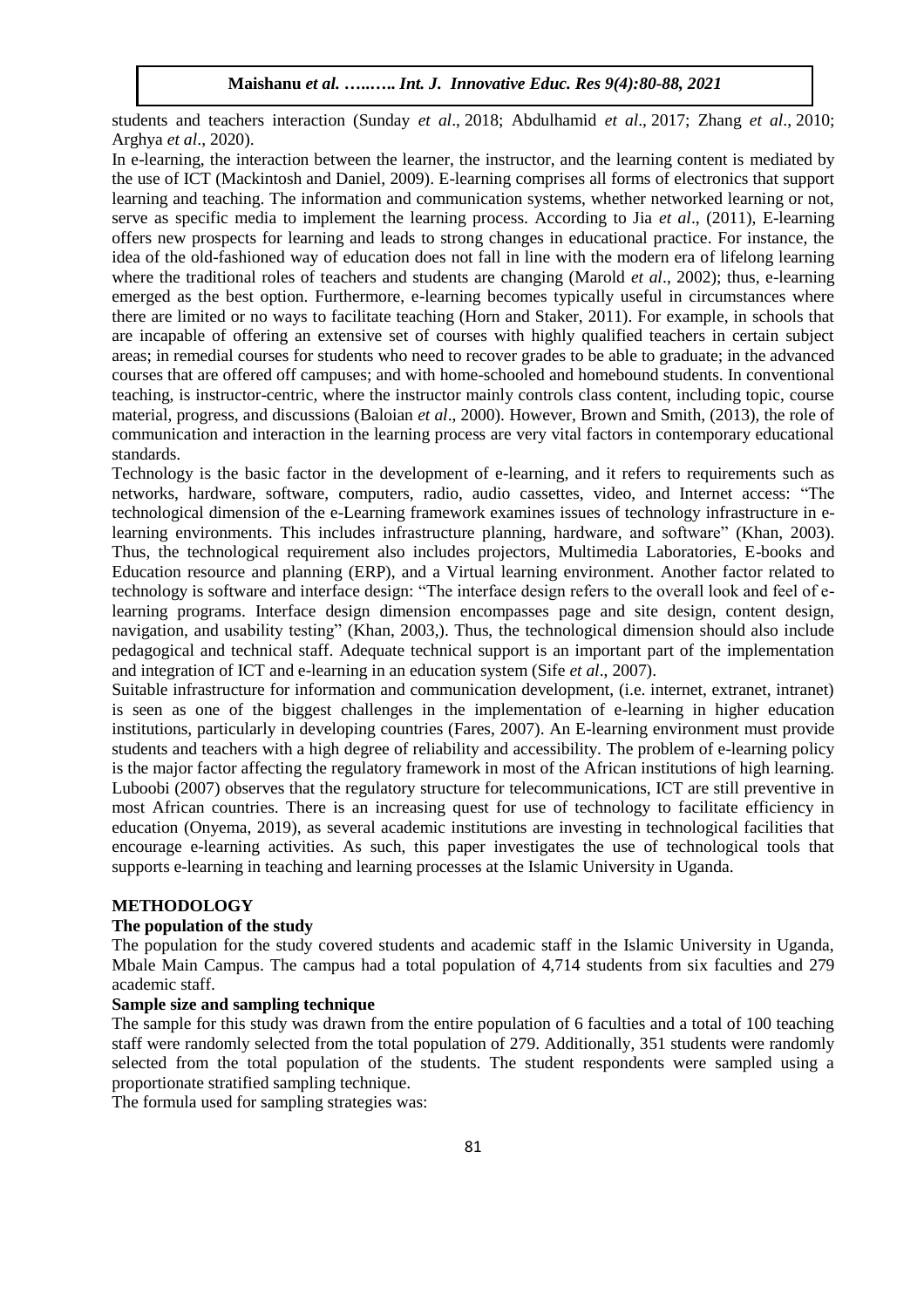students and teachers interaction (Sunday *et al*., 2018; Abdulhamid *et al*., 2017; Zhang *et al*., 2010; Arghya *et al*., 2020).

In e-learning, the interaction between the learner, the instructor, and the learning content is mediated by the use of ICT (Mackintosh and Daniel, 2009). E-learning comprises all forms of electronics that support learning and teaching. The information and communication systems, whether networked learning or not, serve as specific media to implement the learning process. According to Jia *et al*., (2011), E-learning offers new prospects for learning and leads to strong changes in educational practice. For instance, the idea of the old-fashioned way of education does not fall in line with the modern era of lifelong learning where the traditional roles of teachers and students are changing (Marold *et al*., 2002); thus, e-learning emerged as the best option. Furthermore, e-learning becomes typically useful in circumstances where there are limited or no ways to facilitate teaching (Horn and Staker, 2011). For example, in schools that are incapable of offering an extensive set of courses with highly qualified teachers in certain subject areas; in remedial courses for students who need to recover grades to be able to graduate; in the advanced courses that are offered off campuses; and with home-schooled and homebound students. In conventional teaching, is instructor-centric, where the instructor mainly controls class content, including topic, course material, progress, and discussions (Baloian *et al*., 2000). However, Brown and Smith, (2013), the role of communication and interaction in the learning process are very vital factors in contemporary educational standards.

Technology is the basic factor in the development of e-learning, and it refers to requirements such as networks, hardware, software, computers, radio, audio cassettes, video, and Internet access: "The technological dimension of the e-Learning framework examines issues of technology infrastructure in e-learning environments. This includes infrastructure planning, hardware, and software" (Khan, 2003). Thus, the technological requirement also includes projectors, Multimedia Laboratories, E-books and Education resource and planning (ERP), and a Virtual learning environment. Another factor related to technology is software and interface design: "The interface design refers to the overall look and feel of e-learning programs. Interface design dimension encompasses page and site design, content design, navigation, and usability testing" (Khan, 2003,). Thus, the technological dimension should also include pedagogical and technical staff. Adequate technical support is an important part of the implementation and integration of ICT and e-learning in an education system (Sife *et al*., 2007).

Suitable infrastructure for information and communication development, (i.e. internet, extranet, intranet) is seen as one of the biggest challenges in the implementation of e-learning in higher education institutions, particularly in developing countries (Fares, 2007). An E-learning environment must provide students and teachers with a high degree of reliability and accessibility. The problem of e-learning policy is the major factor affecting the regulatory framework in most of the African institutions of high learning. Luboobi (2007) observes that the regulatory structure for telecommunications, ICT are still preventive in most African countries. There is an increasing quest for use of technology to facilitate efficiency in education (Onyema, 2019), as several academic institutions are investing in technological facilities that encourage e-learning activities. As such, this paper investigates the use of technological tools that supports e-learning in teaching and learning processes at the Islamic University in Uganda.

## METHODOLOGY

### The population of the study

The population for the study covered students and academic staff in the Islamic University in Uganda, Mbale Main Campus. The campus had a total population of 4,714 students from six faculties and 279 academic staff.

### Sample size and sampling technique

The sample for this study was drawn from the entire population of 6 faculties and a total of 100 teaching staff were randomly selected from the total population of 279. Additionally, 351 students were randomly selected from the total population of the students. The student respondents were sampled using a proportionate stratified sampling technique.

The formula used for sampling strategies was: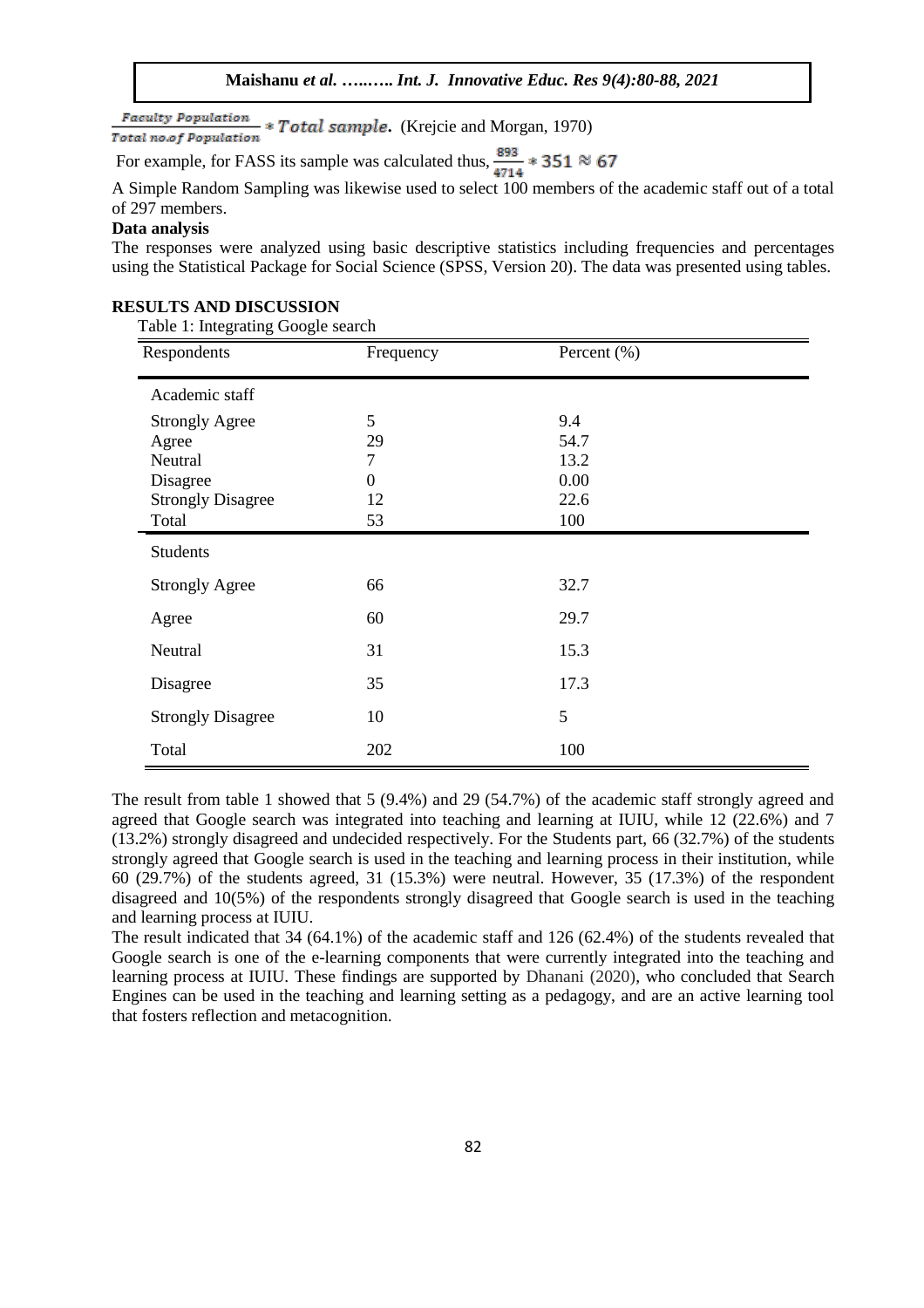$$\frac{Faculty\ Population}{Total\ no.of\ Population} * Total\ sample.$$ (Krejcie and Morgan, 1970)

For example, for FASS its sample was calculated thus, $\frac{893}{4714} * 351 \approx 67$

A Simple Random Sampling was likewise used to select 100 members of the academic staff out of a total of 297 members.

**Data analysis**

The responses were analyzed using basic descriptive statistics including frequencies and percentages using the Statistical Package for Social Science (SPSS, Version 20). The data was presented using tables.

## RESULTS AND DISCUSSION

Table 1: Integrating Google search

| Respondents | Frequency | Percent (%) |
|---|---|---|
| Academic staff | | |
| Strongly Agree | 5 | 9.4 |
| Agree | 29 | 54.7 |
| Neutral | 7 | 13.2 |
| Disagree | 0 | 0.00 |
| Strongly Disagree | 12 | 22.6 |
| Total | 53 | 100 |
| Students | | |
| Strongly Agree | 66 | 32.7 |
| Agree | 60 | 29.7 |
| Neutral | 31 | 15.3 |
| Disagree | 35 | 17.3 |
| Strongly Disagree | 10 | 5 |
| Total | 202 | 100 |

The result from table 1 showed that 5 (9.4%) and 29 (54.7%) of the academic staff strongly agreed and agreed that Google search was integrated into teaching and learning at IUIU, while 12 (22.6%) and 7 (13.2%) strongly disagreed and undecided respectively. For the Students part, 66 (32.7%) of the students strongly agreed that Google search is used in the teaching and learning process in their institution, while 60 (29.7%) of the students agreed, 31 (15.3%) were neutral. However, 35 (17.3%) of the respondent disagreed and 10(5%) of the respondents strongly disagreed that Google search is used in the teaching and learning process at IUIU.

The result indicated that 34 (64.1%) of the academic staff and 126 (62.4%) of the students revealed that Google search is one of the e-learning components that were currently integrated into the teaching and learning process at IUIU. These findings are supported by Dhanani (2020), who concluded that Search Engines can be used in the teaching and learning setting as a pedagogy, and are an active learning tool that fosters reflection and metacognition.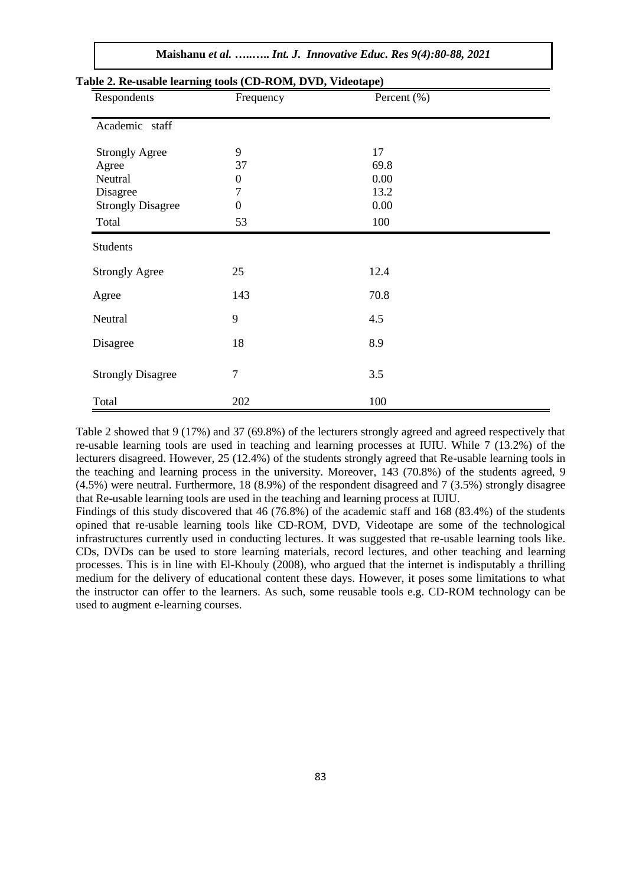**Table 2. Re-usable learning tools (CD-ROM, DVD, Videotape)**

| Respondents | Frequency | Percent (%) |
|---|---|---|
| Academic staff | | |
| Strongly Agree | 9 | 17 |
| Agree | 37 | 69.8 |
| Neutral | 0 | 0.00 |
| Disagree | 7 | 13.2 |
| Strongly Disagree | 0 | 0.00 |
| Total | 53 | 100 |
| Students | | |
| Strongly Agree | 25 | 12.4 |
| Agree | 143 | 70.8 |
| Neutral | 9 | 4.5 |
| Disagree | 18 | 8.9 |
| Strongly Disagree | 7 | 3.5 |
| Total | 202 | 100 |

Table 2 showed that 9 (17%) and 37 (69.8%) of the lecturers strongly agreed and agreed respectively that re-usable learning tools are used in teaching and learning processes at IUIU. While 7 (13.2%) of the lecturers disagreed. However, 25 (12.4%) of the students strongly agreed that Re-usable learning tools in the teaching and learning process in the university. Moreover, 143 (70.8%) of the students agreed, 9 (4.5%) were neutral. Furthermore, 18 (8.9%) of the respondent disagreed and 7 (3.5%) strongly disagree that Re-usable learning tools are used in the teaching and learning process at IUIU.

Findings of this study discovered that 46 (76.8%) of the academic staff and 168 (83.4%) of the students opined that re-usable learning tools like CD-ROM, DVD, Videotape are some of the technological infrastructures currently used in conducting lectures. It was suggested that re-usable learning tools like. CDs, DVDs can be used to store learning materials, record lectures, and other teaching and learning processes. This is in line with El-Khouly (2008), who argued that the internet is indisputably a thrilling medium for the delivery of educational content these days. However, it poses some limitations to what the instructor can offer to the learners. As such, some reusable tools e.g. CD-ROM technology can be used to augment e-learning courses.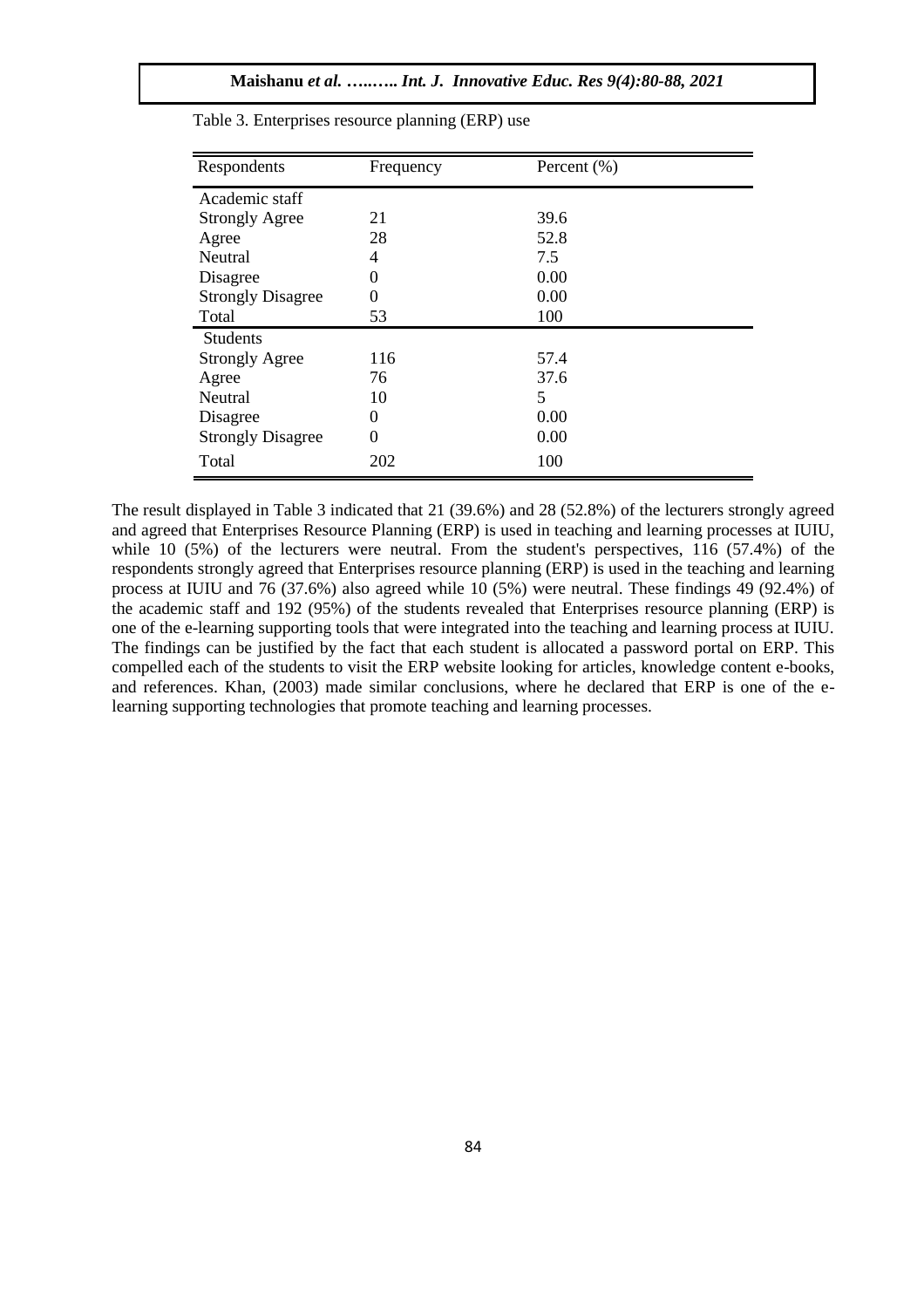Table 3. Enterprises resource planning (ERP) use

| Respondents | Frequency | Percent (%) |
|---|---|---|
| Academic staff | | |
| Strongly Agree | 21 | 39.6 |
| Agree | 28 | 52.8 |
| Neutral | 4 | 7.5 |
| Disagree | 0 | 0.00 |
| Strongly Disagree | 0 | 0.00 |
| Total | 53 | 100 |
| Students | | |
| Strongly Agree | 116 | 57.4 |
| Agree | 76 | 37.6 |
| Neutral | 10 | 5 |
| Disagree | 0 | 0.00 |
| Strongly Disagree | 0 | 0.00 |
| Total | 202 | 100 |

The result displayed in Table 3 indicated that 21 (39.6%) and 28 (52.8%) of the lecturers strongly agreed and agreed that Enterprises Resource Planning (ERP) is used in teaching and learning processes at IUIU, while 10 (5%) of the lecturers were neutral. From the student's perspectives, 116 (57.4%) of the respondents strongly agreed that Enterprises resource planning (ERP) is used in the teaching and learning process at IUIU and 76 (37.6%) also agreed while 10 (5%) were neutral. These findings 49 (92.4%) of the academic staff and 192 (95%) of the students revealed that Enterprises resource planning (ERP) is one of the e-learning supporting tools that were integrated into the teaching and learning process at IUIU. The findings can be justified by the fact that each student is allocated a password portal on ERP. This compelled each of the students to visit the ERP website looking for articles, knowledge content e-books, and references. Khan, (2003) made similar conclusions, where he declared that ERP is one of the e-learning supporting technologies that promote teaching and learning processes.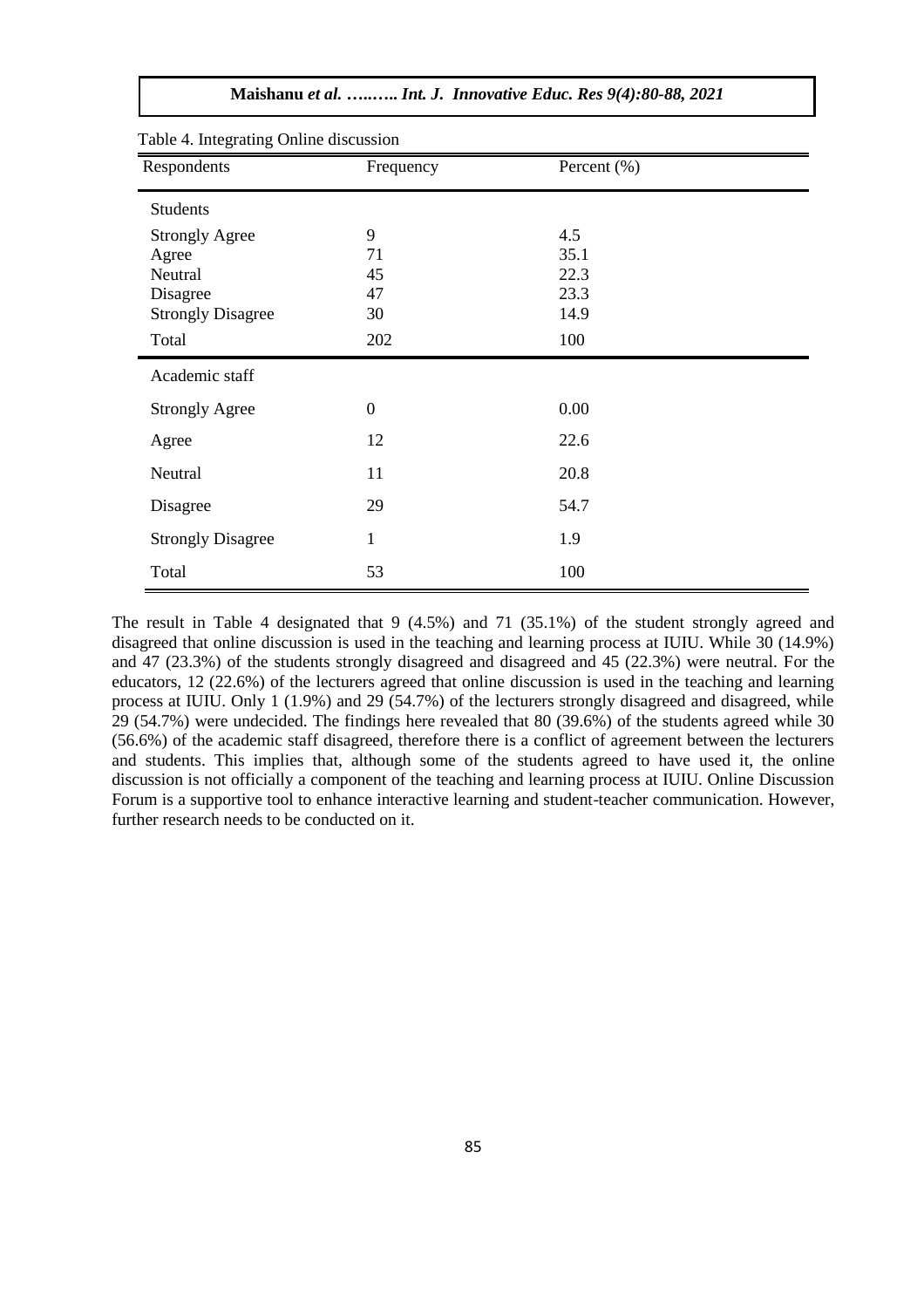Table 4. Integrating Online discussion

| Respondents | Frequency | Percent (%) |
|---|---|---|
| Students | | |
| Strongly Agree | 9 | 4.5 |
| Agree | 71 | 35.1 |
| Neutral | 45 | 22.3 |
| Disagree | 47 | 23.3 |
| Strongly Disagree | 30 | 14.9 |
| Total | 202 | 100 |
| Academic staff | | |
| Strongly Agree | 0 | 0.00 |
| Agree | 12 | 22.6 |
| Neutral | 11 | 20.8 |
| Disagree | 29 | 54.7 |
| Strongly Disagree | 1 | 1.9 |
| Total | 53 | 100 |

The result in Table 4 designated that 9 (4.5%) and 71 (35.1%) of the student strongly agreed and disagreed that online discussion is used in the teaching and learning process at IUIU. While 30 (14.9%) and 47 (23.3%) of the students strongly disagreed and disagreed and 45 (22.3%) were neutral. For the educators, 12 (22.6%) of the lecturers agreed that online discussion is used in the teaching and learning process at IUIU. Only 1 (1.9%) and 29 (54.7%) of the lecturers strongly disagreed and disagreed, while 29 (54.7%) were undecided. The findings here revealed that 80 (39.6%) of the students agreed while 30 (56.6%) of the academic staff disagreed, therefore there is a conflict of agreement between the lecturers and students. This implies that, although some of the students agreed to have used it, the online discussion is not officially a component of the teaching and learning process at IUIU. Online Discussion Forum is a supportive tool to enhance interactive learning and student-teacher communication. However, further research needs to be conducted on it.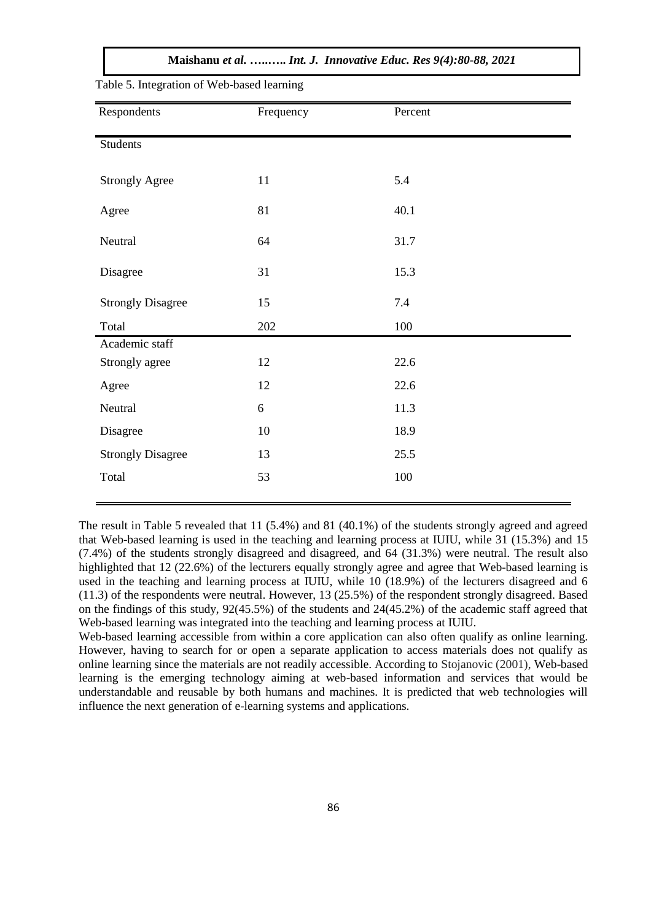Table 5. Integration of Web-based learning

| Respondents | Frequency | Percent |
|---|---|---|
| Students | | |
| Strongly Agree | 11 | 5.4 |
| Agree | 81 | 40.1 |
| Neutral | 64 | 31.7 |
| Disagree | 31 | 15.3 |
| Strongly Disagree | 15 | 7.4 |
| Total | 202 | 100 |
| Academic staff | | |
| Strongly agree | 12 | 22.6 |
| Agree | 12 | 22.6 |
| Neutral | 6 | 11.3 |
| Disagree | 10 | 18.9 |
| Strongly Disagree | 13 | 25.5 |
| Total | 53 | 100 |

The result in Table 5 revealed that 11 (5.4%) and 81 (40.1%) of the students strongly agreed and agreed that Web-based learning is used in the teaching and learning process at IUIU, while 31 (15.3%) and 15 (7.4%) of the students strongly disagreed and disagreed, and 64 (31.3%) were neutral. The result also highlighted that 12 (22.6%) of the lecturers equally strongly agree and agree that Web-based learning is used in the teaching and learning process at IUIU, while 10 (18.9%) of the lecturers disagreed and 6 (11.3) of the respondents were neutral. However, 13 (25.5%) of the respondent strongly disagreed. Based on the findings of this study, 92(45.5%) of the students and 24(45.2%) of the academic staff agreed that Web-based learning was integrated into the teaching and learning process at IUIU.

Web-based learning accessible from within a core application can also often qualify as online learning. However, having to search for or open a separate application to access materials does not qualify as online learning since the materials are not readily accessible. According to Stojanovic (2001), Web-based learning is the emerging technology aiming at web-based information and services that would be understandable and reusable by both humans and machines. It is predicted that web technologies will influence the next generation of e-learning systems and applications.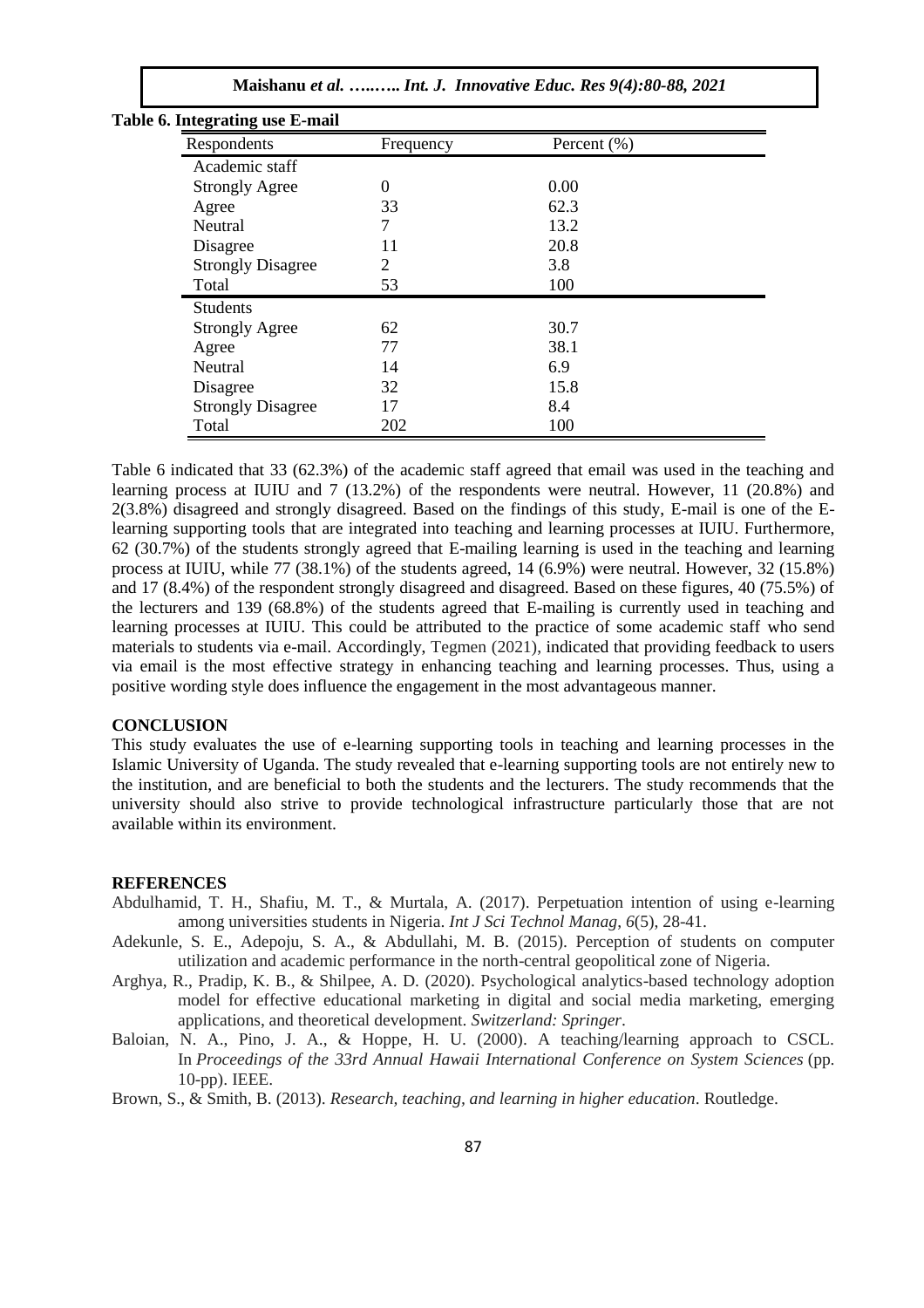**Table 6. Integrating use E-mail**

| Respondents | Frequency | Percent (%) |
|---|---|---|
| Academic staff | | |
| Strongly Agree | 0 | 0.00 |
| Agree | 33 | 62.3 |
| Neutral | 7 | 13.2 |
| Disagree | 11 | 20.8 |
| Strongly Disagree | 2 | 3.8 |
| Total | 53 | 100 |
| Students | | |
| Strongly Agree | 62 | 30.7 |
| Agree | 77 | 38.1 |
| Neutral | 14 | 6.9 |
| Disagree | 32 | 15.8 |
| Strongly Disagree | 17 | 8.4 |
| Total | 202 | 100 |

Table 6 indicated that 33 (62.3%) of the academic staff agreed that email was used in the teaching and learning process at IUIU and 7 (13.2%) of the respondents were neutral. However, 11 (20.8%) and 2(3.8%) disagreed and strongly disagreed. Based on the findings of this study, E-mail is one of the E-learning supporting tools that are integrated into teaching and learning processes at IUIU. Furthermore, 62 (30.7%) of the students strongly agreed that E-mailing learning is used in the teaching and learning process at IUIU, while 77 (38.1%) of the students agreed, 14 (6.9%) were neutral. However, 32 (15.8%) and 17 (8.4%) of the respondent strongly disagreed and disagreed. Based on these figures, 40 (75.5%) of the lecturers and 139 (68.8%) of the students agreed that E-mailing is currently used in teaching and learning processes at IUIU. This could be attributed to the practice of some academic staff who send materials to students via e-mail. Accordingly, Tegmen (2021), indicated that providing feedback to users via email is the most effective strategy in enhancing teaching and learning processes. Thus, using a positive wording style does influence the engagement in the most advantageous manner.

## CONCLUSION

This study evaluates the use of e-learning supporting tools in teaching and learning processes in the Islamic University of Uganda. The study revealed that e-learning supporting tools are not entirely new to the institution, and are beneficial to both the students and the lecturers. The study recommends that the university should also strive to provide technological infrastructure particularly those that are not available within its environment.

## REFERENCES

Abdulhamid, T. H., Shafiu, M. T., & Murtala, A. (2017). Perpetuation intention of using e-learning among universities students in Nigeria. *Int J Sci Technol Manag*, *6*(5), 28-41.

Adekunle, S. E., Adepoju, S. A., & Abdullahi, M. B. (2015). Perception of students on computer utilization and academic performance in the north-central geopolitical zone of Nigeria.

Arghya, R., Pradip, K. B., & Shilpee, A. D. (2020). Psychological analytics-based technology adoption model for effective educational marketing in digital and social media marketing, emerging applications, and theoretical development. *Switzerland: Springer*.

Baloian, N. A., Pino, J. A., & Hoppe, H. U. (2000). A teaching/learning approach to CSCL. In *Proceedings of the 33rd Annual Hawaii International Conference on System Sciences* (pp. 10-pp). IEEE.

Brown, S., & Smith, B. (2013). *Research, teaching, and learning in higher education*. Routledge.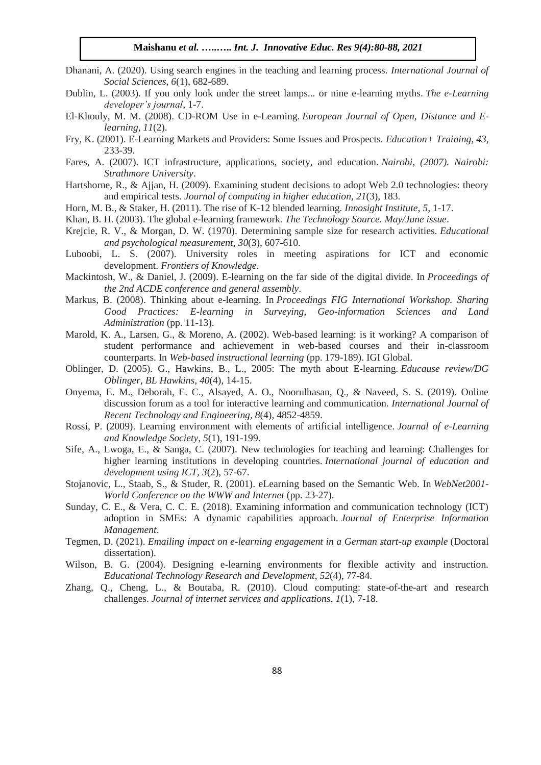Dhanani, A. (2020). Using search engines in the teaching and learning process. *International Journal of Social Sciences, 6*(1), 682-689.

Dublin, L. (2003). If you only look under the street lamps... or nine e-learning myths. *The e-Learning developer's journal*, 1-7.

El-Khouly, M. M. (2008). CD-ROM Use in e-Learning. *European Journal of Open, Distance and E-learning*, *11*(2).

Fry, K. (2001). E-Learning Markets and Providers: Some Issues and Prospects. *Education+ Training*, *43*, 233-39.

Fares, A. (2007). ICT infrastructure, applications, society, and education. *Nairobi*, *(2007). Nairobi: Strathmore University*.

Hartshorne, R., & Ajjan, H. (2009). Examining student decisions to adopt Web 2.0 technologies: theory and empirical tests. *Journal of computing in higher education*, *21*(3), 183.

Horn, M. B., & Staker, H. (2011). The rise of K-12 blended learning. *Innosight Institute*, *5*, 1-17.

Khan, B. H. (2003). The global e-learning framework. *The Technology Source. May/June issue*.

Krejcie, R. V., & Morgan, D. W. (1970). Determining sample size for research activities. *Educational and psychological measurement*, *30*(3), 607-610.

Luboobi, L. S. (2007). University roles in meeting aspirations for ICT and economic development. *Frontiers of Knowledge*.

Mackintosh, W., & Daniel, J. (2009). E-learning on the far side of the digital divide. In *Proceedings of the 2nd ACDE conference and general assembly*.

Markus, B. (2008). Thinking about e-learning. In *Proceedings FIG International Workshop. Sharing Good Practices: E-learning in Surveying, Geo-information Sciences and Land Administration* (pp. 11-13).

Marold, K. A., Larsen, G., & Moreno, A. (2002). Web-based learning: is it working? A comparison of student performance and achievement in web-based courses and their in-classroom counterparts. In *Web-based instructional learning* (pp. 179-189). IGI Global.

Oblinger, D. (2005). G., Hawkins, B., L., 2005: The myth about E-learning. *Educause review/DG Oblinger, BL Hawkins*, *40*(4), 14-15.

Onyema, E. M., Deborah, E. C., Alsayed, A. O., Noorulhasan, Q., & Naveed, S. S. (2019). Online discussion forum as a tool for interactive learning and communication. *International Journal of Recent Technology and Engineering*, *8*(4), 4852-4859.

Rossi, P. (2009). Learning environment with elements of artificial intelligence. *Journal of e-Learning and Knowledge Society*, *5*(1), 191-199.

Sife, A., Lwoga, E., & Sanga, C. (2007). New technologies for teaching and learning: Challenges for higher learning institutions in developing countries. *International journal of education and development using ICT*, *3*(2), 57-67.

Stojanovic, L., Staab, S., & Studer, R. (2001). eLearning based on the Semantic Web. In *WebNet2001-World Conference on the WWW and Internet* (pp. 23-27).

Sunday, C. E., & Vera, C. C. E. (2018). Examining information and communication technology (ICT) adoption in SMEs: A dynamic capabilities approach. *Journal of Enterprise Information Management*.

Tegmen, D. (2021). *Emailing impact on e-learning engagement in a German start-up example* (Doctoral dissertation).

Wilson, B. G. (2004). Designing e-learning environments for flexible activity and instruction. *Educational Technology Research and Development*, *52*(4), 77-84.

Zhang, Q., Cheng, L., & Boutaba, R. (2010). Cloud computing: state-of-the-art and research challenges. *Journal of internet services and applications*, *1*(1), 7-18.